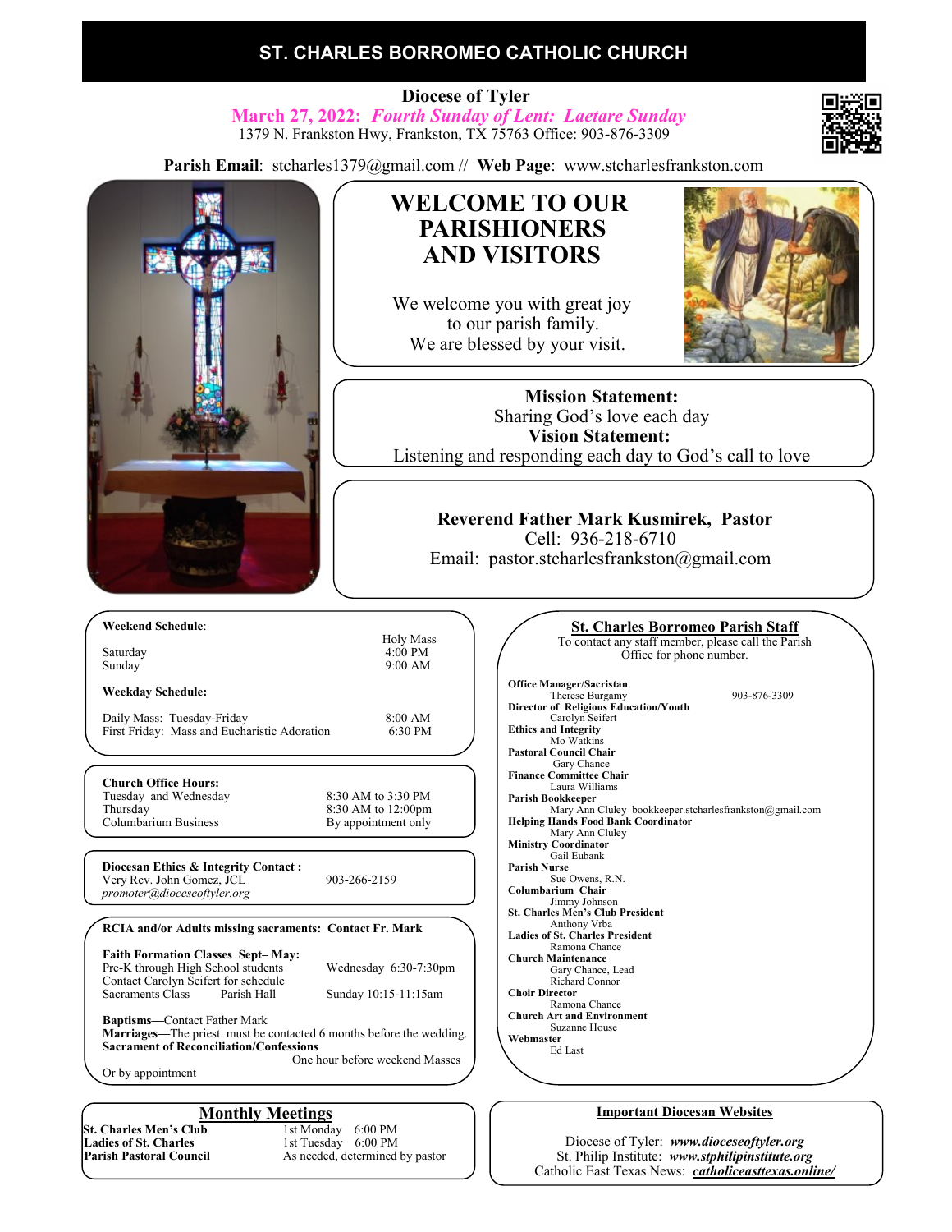# ST. CHARLES BORROMEO CATHOLIC CHURCH

**Diocese of Tyler**

***March 27, 2022: Fourth Sunday of Lent: Laetare Sunday***

1379 N. Frankston Hwy, Frankston, TX 75763 Office: 903-876-3309

**Parish Email**: stcharles1379@gmail.com // **Web Page**: www.stcharlesfrankston.com

## WELCOME TO OUR PARISHIONERS AND VISITORS

We welcome you with great joy to our parish family.
We are blessed by your visit.

**Mission Statement:**
Sharing God's love each day
**Vision Statement:**
Listening and responding each day to God's call to love

**Reverend Father Mark Kusmirek, Pastor**
Cell: 936-218-6710
Email: pastor.stcharlesfrankston@gmail.com

**Weekend Schedule**:

| | Holy Mass |
|---|---|
| Saturday | 4:00 PM |
| Sunday | 9:00 AM |

**Weekday Schedule:**

| | |
|---|---|
| Daily Mass: Tuesday-Friday | 8:00 AM |
| First Friday: Mass and Eucharistic Adoration | 6:30 PM |

**Church Office Hours:**

| | |
|---|---|
| Tuesday and Wednesday | 8:30 AM to 3:30 PM |
| Thursday | 8:30 AM to 12:00pm |
| Columbarium Business | By appointment only |

**Diocesan Ethics & Integrity Contact :**
Very Rev. John Gomez, JCL — 903-266-2159
*promoter@dioceseoftyler.org*

**RCIA and/or Adults missing sacraments: Contact Fr. Mark**

**Faith Formation Classes Sept– May:**
Pre-K through High School students — Wednesday 6:30-7:30pm
Contact Carolyn Seifert for schedule
Sacraments Class — Parish Hall — Sunday 10:15-11:15am

**Baptisms**—Contact Father Mark
**Marriages**—The priest must be contacted 6 months before the wedding.
**Sacrament of Reconciliation/Confessions**
One hour before weekend Masses
Or by appointment

## Monthly Meetings

| | |
|---|---|
| **St. Charles Men's Club** | 1st Monday 6:00 PM |
| **Ladies of St. Charles** | 1st Tuesday 6:00 PM |
| **Parish Pastoral Council** | As needed, determined by pastor |

## St. Charles Borromeo Parish Staff

To contact any staff member, please call the Parish Office for phone number.

**Office Manager/Sacristan**
Therese Burgamy — 903-876-3309
**Director of Religious Education/Youth**
Carolyn Seifert
**Ethics and Integrity**
Mo Watkins
**Pastoral Council Chair**
Gary Chance
**Finance Committee Chair**
Laura Williams
**Parish Bookkeeper**
Mary Ann Cluley bookkeeper.stcharlesfrankston@gmail.com
**Helping Hands Food Bank Coordinator**
Mary Ann Cluley
**Ministry Coordinator**
Gail Eubank
**Parish Nurse**
Sue Owens, R.N.
**Columbarium Chair**
Jimmy Johnson
**St. Charles Men's Club President**
Anthony Vrba
**Ladies of St. Charles President**
Ramona Chance
**Church Maintenance**
Gary Chance, Lead
Richard Connor
**Choir Director**
Ramona Chance
**Church Art and Environment**
Suzanne House
**Webmaster**
Ed Last

## Important Diocesan Websites

Diocese of Tyler: ***www.dioceseoftyler.org***
St. Philip Institute: ***www.stphilipinstitute.org***
Catholic East Texas News: ***catholiceasttexas.online/***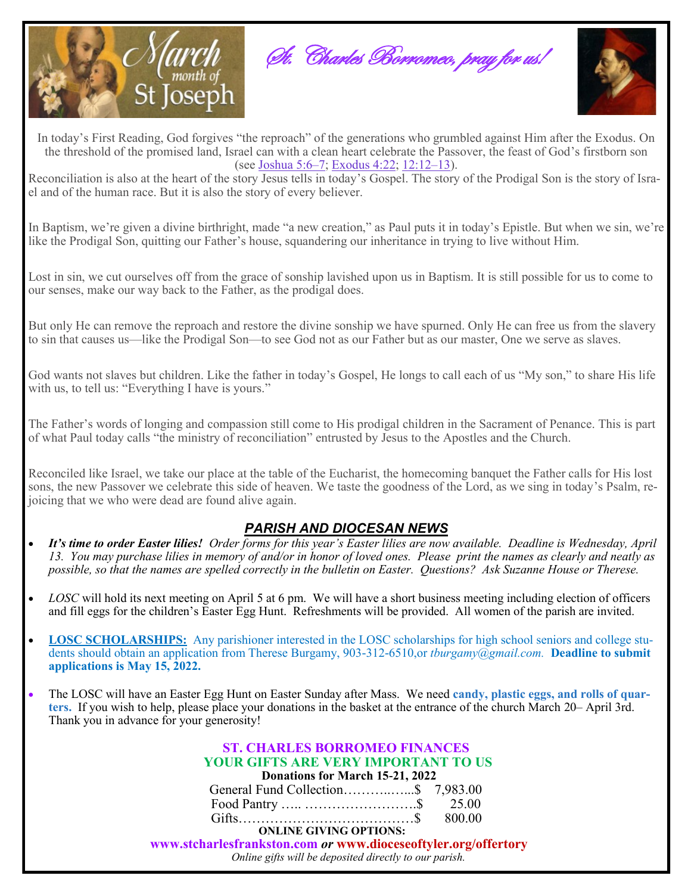March month of St Joseph

*St. Charles Borromeo, pray for us!*

In today's First Reading, God forgives "the reproach" of the generations who grumbled against Him after the Exodus. On the threshold of the promised land, Israel can with a clean heart celebrate the Passover, the feast of God's firstborn son (see Joshua 5:6–7; Exodus 4:22; 12:12–13).

Reconciliation is also at the heart of the story Jesus tells in today's Gospel. The story of the Prodigal Son is the story of Israel and of the human race. But it is also the story of every believer.

In Baptism, we're given a divine birthright, made "a new creation," as Paul puts it in today's Epistle. But when we sin, we're like the Prodigal Son, quitting our Father's house, squandering our inheritance in trying to live without Him.

Lost in sin, we cut ourselves off from the grace of sonship lavished upon us in Baptism. It is still possible for us to come to our senses, make our way back to the Father, as the prodigal does.

But only He can remove the reproach and restore the divine sonship we have spurned. Only He can free us from the slavery to sin that causes us—like the Prodigal Son—to see God not as our Father but as our master, One we serve as slaves.

God wants not slaves but children. Like the father in today's Gospel, He longs to call each of us "My son," to share His life with us, to tell us: "Everything I have is yours."

The Father's words of longing and compassion still come to His prodigal children in the Sacrament of Penance. This is part of what Paul today calls "the ministry of reconciliation" entrusted by Jesus to the Apostles and the Church.

Reconciled like Israel, we take our place at the table of the Eucharist, the homecoming banquet the Father calls for His lost sons, the new Passover we celebrate this side of heaven. We taste the goodness of the Lord, as we sing in today's Psalm, rejoicing that we who were dead are found alive again.

## *PARISH AND DIOCESAN NEWS*

- ***It's time to order Easter lilies!*** *Order forms for this year's Easter lilies are now available. Deadline is Wednesday, April 13. You may purchase lilies in memory of and/or in honor of loved ones. Please print the names as clearly and neatly as possible, so that the names are spelled correctly in the bulletin on Easter. Questions? Ask Suzanne House or Therese.*

- *LOSC* will hold its next meeting on April 5 at 6 pm. We will have a short business meeting including election of officers and fill eggs for the children's Easter Egg Hunt. Refreshments will be provided. All women of the parish are invited.

- **LOSC SCHOLARSHIPS:** Any parishioner interested in the LOSC scholarships for high school seniors and college students should obtain an application from Therese Burgamy, 903-312-6510,or *tburgamy@gmail.com.* **Deadline to submit applications is May 15, 2022.**

- The LOSC will have an Easter Egg Hunt on Easter Sunday after Mass. We need **candy, plastic eggs, and rolls of quarters.** If you wish to help, please place your donations in the basket at the entrance of the church March 20– April 3rd. Thank you in advance for your generosity!

**ST. CHARLES BORROMEO FINANCES**
**YOUR GIFTS ARE VERY IMPORTANT TO US**

**Donations for March 15-21, 2022**

| | |
|---|---|
| General Fund Collection | $ 7,983.00 |
| Food Pantry | $ 25.00 |
| Gifts | $ 800.00 |

**ONLINE GIVING OPTIONS:**

**www.stcharlesfrankston.com *or* www.dioceseoftyler.org/offertory**

*Online gifts will be deposited directly to our parish.*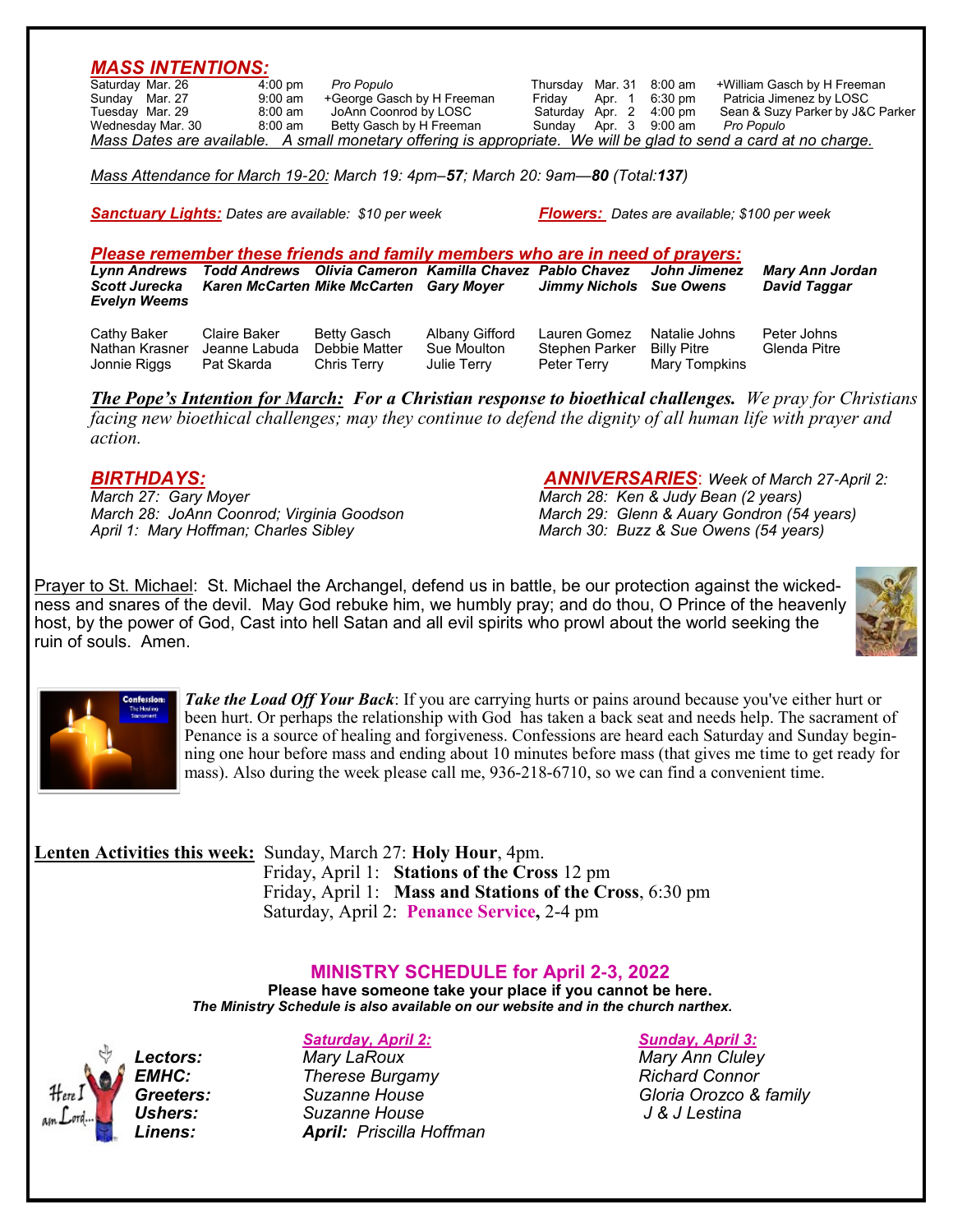## MASS INTENTIONS:

| | | | |
|---|---|---|---|
| Saturday | Mar. 26 | 4:00 pm | *Pro Populo* |
| Sunday | Mar. 27 | 9:00 am | +George Gasch by H Freeman |
| Tuesday | Mar. 29 | 8:00 am | JoAnn Coonrod by LOSC |
| Wednesday | Mar. 30 | 8:00 am | Betty Gasch by H Freeman |
| Thursday | Mar. 31 | 8:00 am | +William Gasch by H Freeman |
| Friday | Apr. 1 | 6:30 pm | Patricia Jimenez by LOSC |
| Saturday | Apr. 2 | 4:00 pm | Sean & Suzy Parker by J&C Parker |
| Sunday | Apr. 3 | 9:00 am | *Pro Populo* |

*Mass Dates are available. A small monetary offering is appropriate. We will be glad to send a card at no charge.*

*Mass Attendance for March 19-20: March 19: 4pm–**57**; March 20: 9am—**80** (Total:**137**)*

***Sanctuary Lights:** Dates are available: $10 per week*

***Flowers:** Dates are available; $100 per week*

### *Please remember these friends and family members who are in need of prayers:*

***Lynn Andrews, Todd Andrews, Olivia Cameron, Kamilla Chavez, Pablo Chavez, John Jimenez, Mary Ann Jordan, Scott Jurecka, Karen McCarten, Mike McCarten, Gary Moyer, Jimmy Nichols, Sue Owens, David Taggar, Evelyn Weems***

Cathy Baker, Claire Baker, Betty Gasch, Albany Gifford, Lauren Gomez, Natalie Johns, Peter Johns, Nathan Krasner, Jeanne Labuda, Debbie Matter, Sue Moulton, Stephen Parker, Billy Pitre, Glenda Pitre, Jonnie Riggs, Pat Skarda, Chris Terry, Julie Terry, Peter Terry, Mary Tompkins

***The Pope's Intention for March:** For a Christian response to bioethical challenges. We pray for Christians facing new bioethical challenges; may they continue to defend the dignity of all human life with prayer and action.*

### *BIRTHDAYS:*

*March 27: Gary Moyer*
*March 28: JoAnn Coonrod; Virginia Goodson*
*April 1: Mary Hoffman; Charles Sibley*

### *ANNIVERSARIES: Week of March 27-April 2:*

*March 28: Ken & Judy Bean (2 years)*
*March 29: Glenn & Auary Gondron (54 years)*
*March 30: Buzz & Sue Owens (54 years)*

Prayer to St. Michael: St. Michael the Archangel, defend us in battle, be our protection against the wickedness and snares of the devil. May God rebuke him, we humbly pray; and do thou, O Prince of the heavenly host, by the power of God, Cast into hell Satan and all evil spirits who prowl about the world seeking the ruin of souls. Amen.

***Take the Load Off Your Back***: If you are carrying hurts or pains around because you've either hurt or been hurt. Or perhaps the relationship with God has taken a back seat and needs help. The sacrament of Penance is a source of healing and forgiveness. Confessions are heard each Saturday and Sunday beginning one hour before mass and ending about 10 minutes before mass (that gives me time to get ready for mass). Also during the week please call me, 936-218-6710, so we can find a convenient time.

**Lenten Activities this week:** Sunday, March 27: **Holy Hour**, 4pm.
Friday, April 1: **Stations of the Cross** 12 pm
Friday, April 1: **Mass and Stations of the Cross**, 6:30 pm
Saturday, April 2: **Penance Service,** 2-4 pm

## MINISTRY SCHEDULE for April 2-3, 2022

**Please have someone take your place if you cannot be here.**
***The Ministry Schedule is also available on our website and in the church narthex.***

| | *Saturday, April 2:* | *Sunday, April 3:* |
|---|---|---|
| ***Lectors:*** | *Mary LaRoux* | *Mary Ann Cluley* |
| ***EMHC:*** | *Therese Burgamy* | *Richard Connor* |
| ***Greeters:*** | *Suzanne House* | *Gloria Orozco & family* |
| ***Ushers:*** | *Suzanne House* | *J & J Lestina* |
| ***Linens:*** | ***April:** Priscilla Hoffman* | |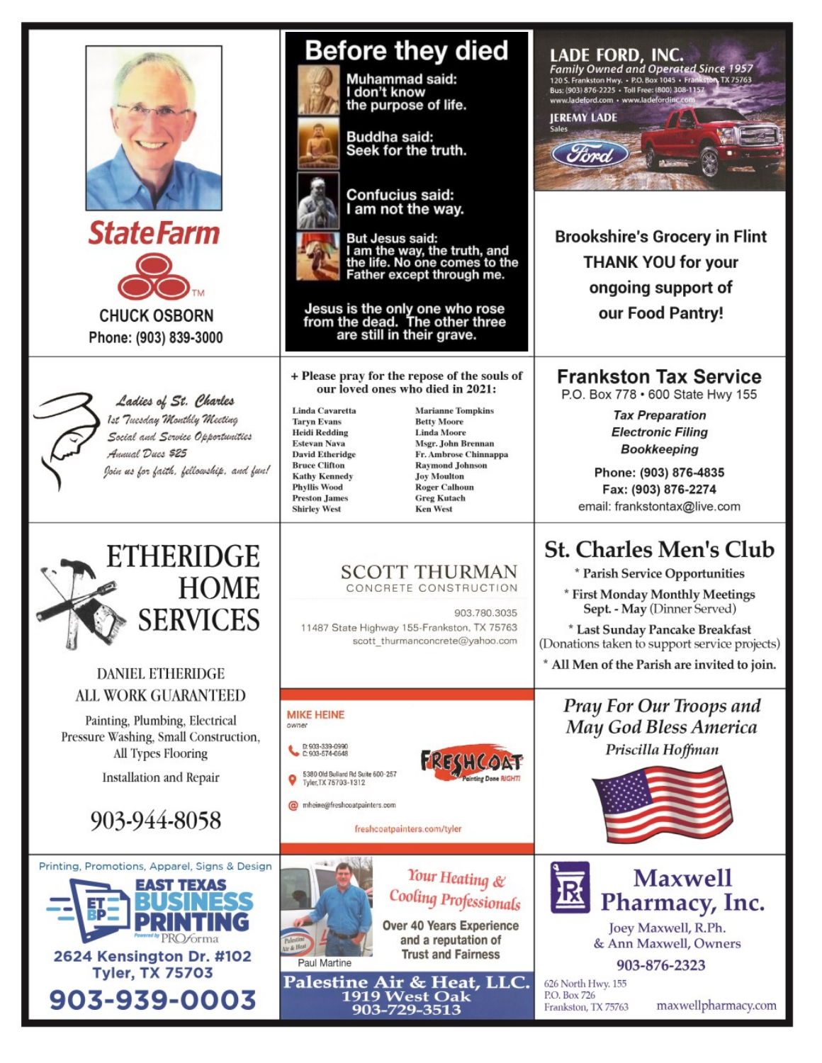**State Farm**

CHUCK OSBORN
Phone: (903) 839-3000

## Before they died

Muhammad said:
I don't know
the purpose of life.

Buddha said:
Seek for the truth.

Confucius said:
I am not the way.

But Jesus said:
I am the way, the truth, and the life. No one comes to the Father except through me.

Jesus is the only one who rose from the dead. The other three are still in their grave.

## LADE FORD, INC.

*Family Owned and Operated Since 1957*

120 S. Frankston Hwy. • P.O. Box 1045 • Frankston, TX 75763
Bus: (903) 876-2225 • Toll Free: (800) 308-1157
www.ladeford.com • www.ladefordinc.com

JEREMY LADE
Sales

Ford

Brookshire's Grocery in Flint THANK YOU for your ongoing support of our Food Pantry!

*Ladies of St. Charles*
*1st Tuesday Monthly Meeting*
*Social and Service Opportunities*
*Annual Dues $25*
*Join us for faith, fellowship, and fun!*

**+ Please pray for the repose of the souls of our loved ones who died in 2021:**

| | |
|---|---|
| Linda Cavaretta | Marianne Tompkins |
| Taryn Evans | Betty Moore |
| Heidi Redding | Linda Moore |
| Estevan Nava | Msgr. John Brennan |
| David Etheridge | Fr. Ambrose Chinnappa |
| Bruce Clifton | Raymond Johnson |
| Kathy Kennedy | Joy Moulton |
| Phyllis Wood | Roger Calhoun |
| Preston James | Greg Kutach |
| Shirley West | Ken West |

## Frankston Tax Service

P.O. Box 778 • 600 State Hwy 155

*Tax Preparation*
*Electronic Filing*
*Bookkeeping*

Phone: (903) 876-4835
Fax: (903) 876-2274
email: frankstontax@live.com

## ETHERIDGE HOME SERVICES

DANIEL ETHERIDGE
ALL WORK GUARANTEED

Painting, Plumbing, Electrical
Pressure Washing, Small Construction,
All Types Flooring

Installation and Repair

903-944-8058

SCOTT THURMAN
CONCRETE CONSTRUCTION

903.780.3035
11487 State Highway 155-Frankston, TX 75763
scott_thurmanconcrete@yahoo.com

## St. Charles Men's Club

* Parish Service Opportunities
* First Monday Monthly Meetings Sept. - May (Dinner Served)
* Last Sunday Pancake Breakfast (Donations taken to support service projects)
* All Men of the Parish are invited to join.

MIKE HEINE
owner

O: 903-339-0990
C: 903-574-0648

5380 Old Bullard Rd Suite 600-257
Tyler, TX 75703-1312

mheine@freshcoatpainters.com

FRESHCOAT
Painting Done RIGHT!

freshcoatpainters.com/tyler

*Pray For Our Troops and May God Bless America*
*Priscilla Hoffman*

Printing, Promotions, Apparel, Signs & Design

**EAST TEXAS BUSINESS PRINTING**
Powered by PROforma

2624 Kensington Dr. #102
Tyler, TX 75703

**903-939-0003**

*Your Heating & Cooling Professionals*

Over 40 Years Experience and a reputation of Trust and Fairness

Paul Martine

**Palestine Air & Heat, LLC.**
1919 West Oak
903-729-3513

## Maxwell Pharmacy, Inc.

Joey Maxwell, R.Ph.
& Ann Maxwell, Owners

903-876-2323

626 North Hwy. 155
P.O. Box 726
Frankston, TX 75763

maxwellpharmacy.com